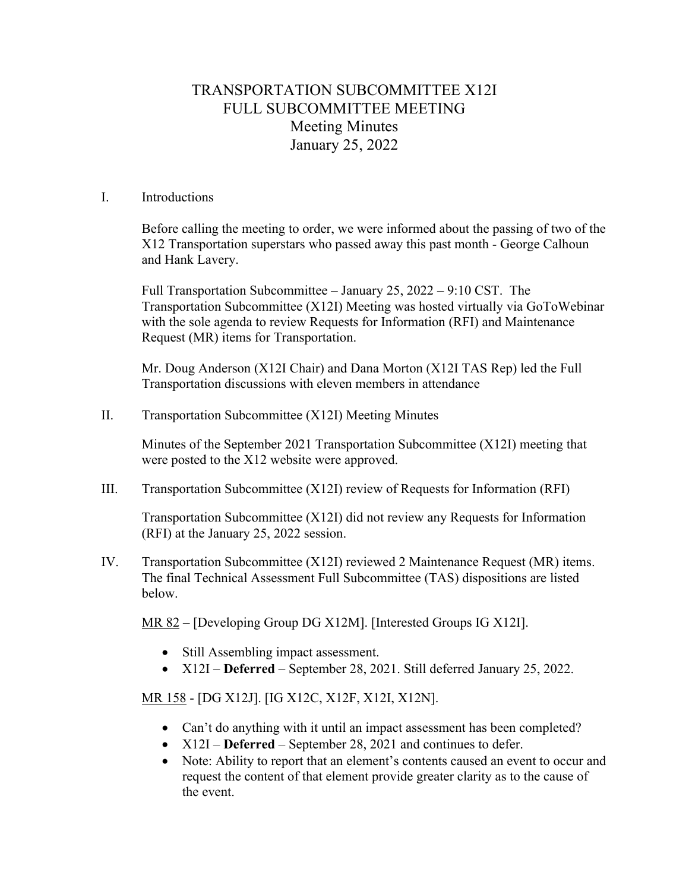# TRANSPORTATION SUBCOMMITTEE X12I
# FULL SUBCOMMITTEE MEETING
## Meeting Minutes
## January 25, 2022

I. Introductions

Before calling the meeting to order, we were informed about the passing of two of the X12 Transportation superstars who passed away this past month - George Calhoun and Hank Lavery.

Full Transportation Subcommittee – January 25, 2022 – 9:10 CST. The Transportation Subcommittee (X12I) Meeting was hosted virtually via GoToWebinar with the sole agenda to review Requests for Information (RFI) and Maintenance Request (MR) items for Transportation.

Mr. Doug Anderson (X12I Chair) and Dana Morton (X12I TAS Rep) led the Full Transportation discussions with eleven members in attendance

II. Transportation Subcommittee (X12I) Meeting Minutes

Minutes of the September 2021 Transportation Subcommittee (X12I) meeting that were posted to the X12 website were approved.

III. Transportation Subcommittee (X12I) review of Requests for Information (RFI)

Transportation Subcommittee (X12I) did not review any Requests for Information (RFI) at the January 25, 2022 session.

IV. Transportation Subcommittee (X12I) reviewed 2 Maintenance Request (MR) items. The final Technical Assessment Full Subcommittee (TAS) dispositions are listed below.

<u>MR 82</u> – [Developing Group DG X12M]. [Interested Groups IG X12I].

- Still Assembling impact assessment.
- X12I – **Deferred** – September 28, 2021. Still deferred January 25, 2022.

<u>MR 158</u> - [DG X12J]. [IG X12C, X12F, X12I, X12N].

- Can't do anything with it until an impact assessment has been completed?
- X12I – **Deferred** – September 28, 2021 and continues to defer.
- Note: Ability to report that an element's contents caused an event to occur and request the content of that element provide greater clarity as to the cause of the event.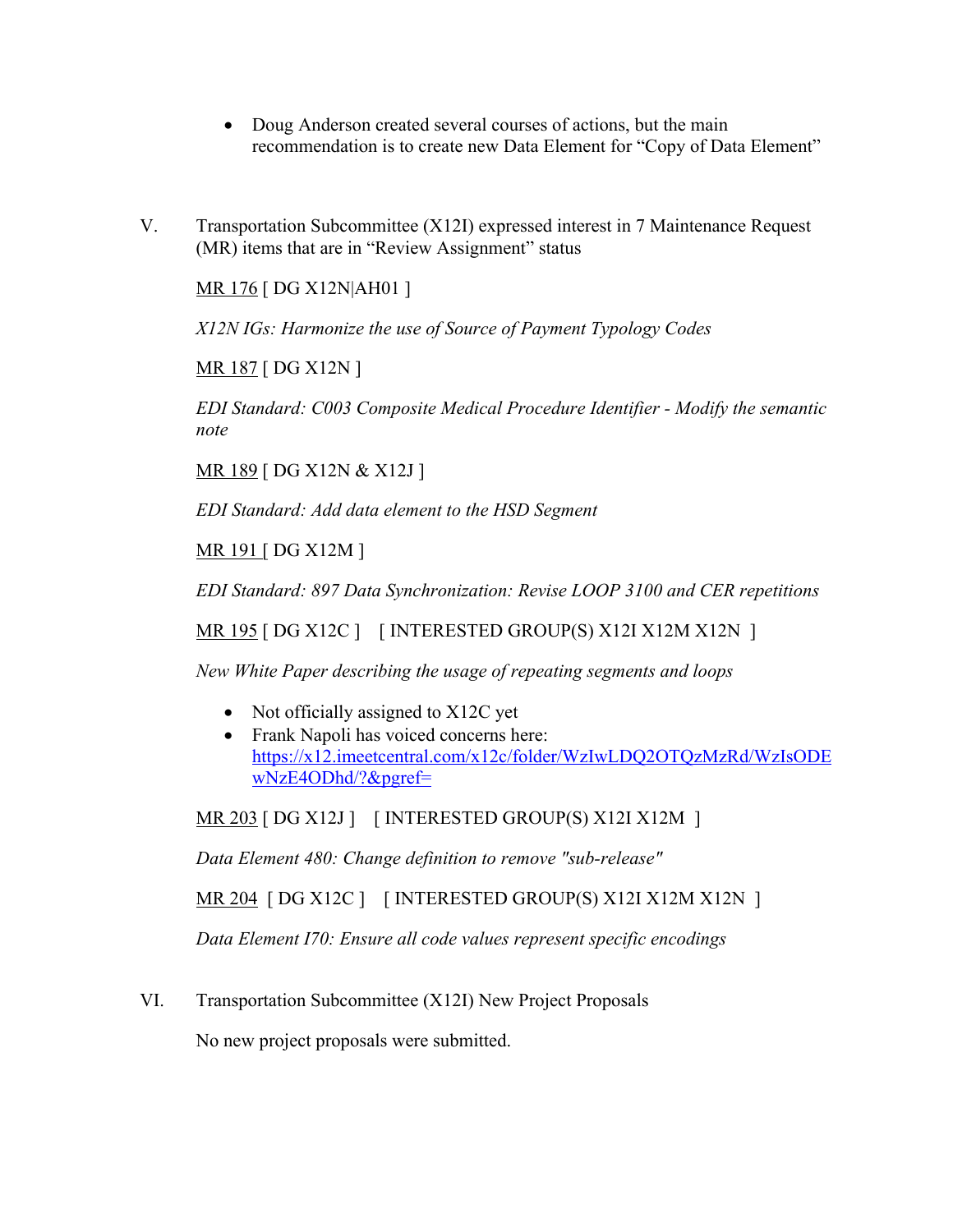- Doug Anderson created several courses of actions, but the main recommendation is to create new Data Element for "Copy of Data Element"

V. Transportation Subcommittee (X12I) expressed interest in 7 Maintenance Request (MR) items that are in "Review Assignment" status

MR 176 [ DG X12N|AH01 ]

*X12N IGs: Harmonize the use of Source of Payment Typology Codes*

MR 187 [ DG X12N ]

*EDI Standard: C003 Composite Medical Procedure Identifier - Modify the semantic note*

MR 189 [ DG X12N & X12J ]

*EDI Standard: Add data element to the HSD Segment*

MR 191 [ DG X12M ]

*EDI Standard: 897 Data Synchronization: Revise LOOP 3100 and CER repetitions*

MR 195 [ DG X12C ]   [ INTERESTED GROUP(S) X12I X12M X12N ]

*New White Paper describing the usage of repeating segments and loops*

- Not officially assigned to X12C yet
- Frank Napoli has voiced concerns here: https://x12.imeetcentral.com/x12c/folder/WzIwLDQ2OTQzMzRd/WzIsODEwNzE4ODhd/?&pgref=

MR 203 [ DG X12J ]   [ INTERESTED GROUP(S) X12I X12M ]

*Data Element 480: Change definition to remove "sub-release"*

MR 204 [ DG X12C ]   [ INTERESTED GROUP(S) X12I X12M X12N ]

*Data Element I70: Ensure all code values represent specific encodings*

VI. Transportation Subcommittee (X12I) New Project Proposals

No new project proposals were submitted.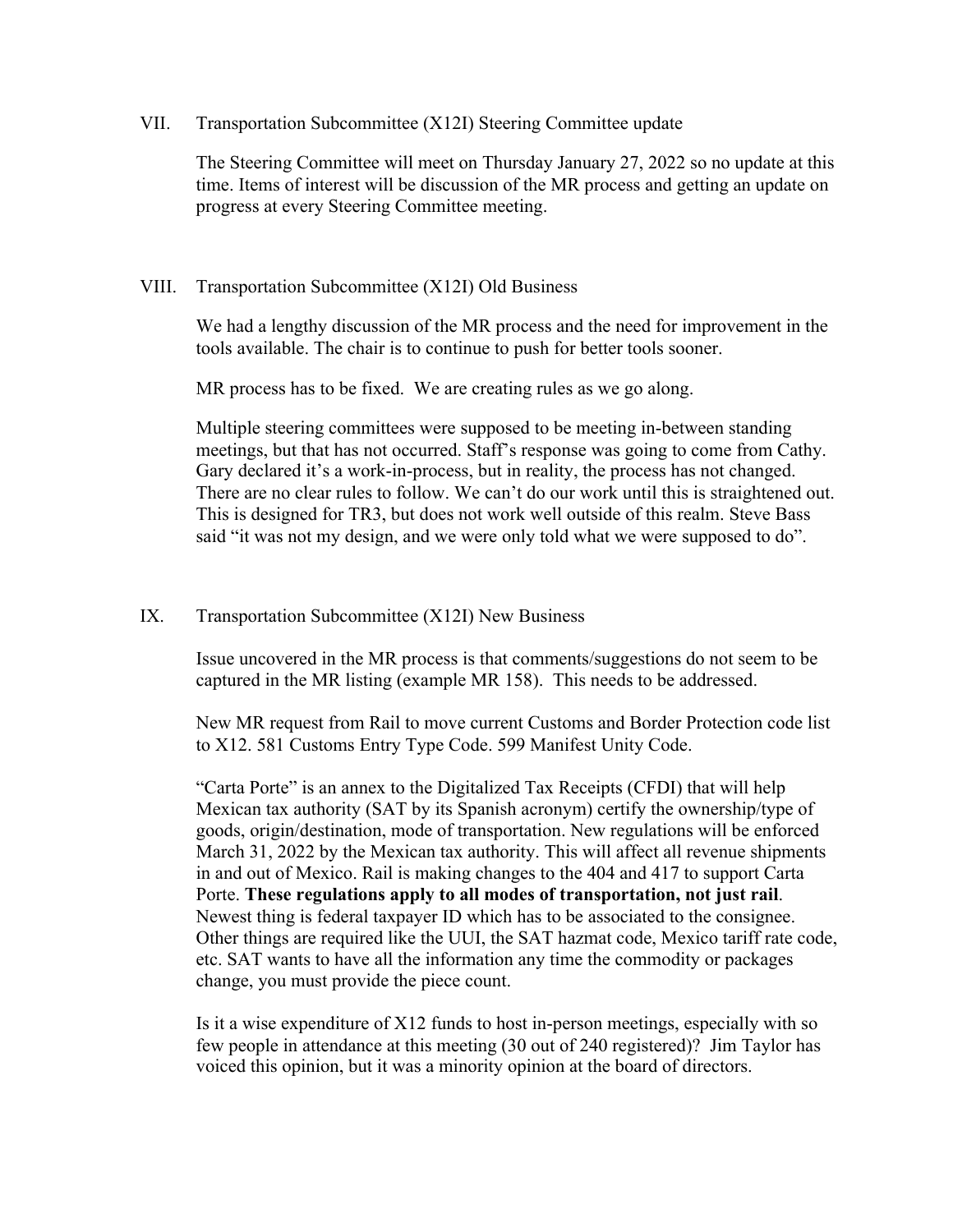## VII. Transportation Subcommittee (X12I) Steering Committee update

The Steering Committee will meet on Thursday January 27, 2022 so no update at this time. Items of interest will be discussion of the MR process and getting an update on progress at every Steering Committee meeting.

## VIII. Transportation Subcommittee (X12I) Old Business

We had a lengthy discussion of the MR process and the need for improvement in the tools available. The chair is to continue to push for better tools sooner.

MR process has to be fixed. We are creating rules as we go along.

Multiple steering committees were supposed to be meeting in-between standing meetings, but that has not occurred. Staff's response was going to come from Cathy. Gary declared it's a work-in-process, but in reality, the process has not changed. There are no clear rules to follow. We can't do our work until this is straightened out. This is designed for TR3, but does not work well outside of this realm. Steve Bass said "it was not my design, and we were only told what we were supposed to do".

## IX. Transportation Subcommittee (X12I) New Business

Issue uncovered in the MR process is that comments/suggestions do not seem to be captured in the MR listing (example MR 158). This needs to be addressed.

New MR request from Rail to move current Customs and Border Protection code list to X12. 581 Customs Entry Type Code. 599 Manifest Unity Code.

"Carta Porte" is an annex to the Digitalized Tax Receipts (CFDI) that will help Mexican tax authority (SAT by its Spanish acronym) certify the ownership/type of goods, origin/destination, mode of transportation. New regulations will be enforced March 31, 2022 by the Mexican tax authority. This will affect all revenue shipments in and out of Mexico. Rail is making changes to the 404 and 417 to support Carta Porte. **These regulations apply to all modes of transportation, not just rail**. Newest thing is federal taxpayer ID which has to be associated to the consignee. Other things are required like the UUI, the SAT hazmat code, Mexico tariff rate code, etc. SAT wants to have all the information any time the commodity or packages change, you must provide the piece count.

Is it a wise expenditure of X12 funds to host in-person meetings, especially with so few people in attendance at this meeting (30 out of 240 registered)? Jim Taylor has voiced this opinion, but it was a minority opinion at the board of directors.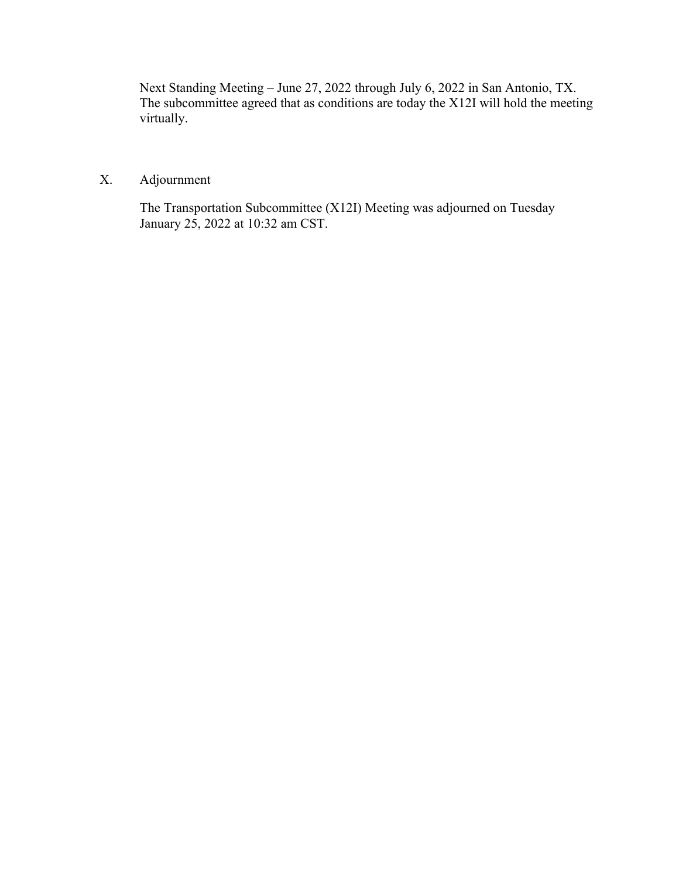Next Standing Meeting – June 27, 2022 through July 6, 2022 in San Antonio, TX. The subcommittee agreed that as conditions are today the X12I will hold the meeting virtually.

## X. Adjournment

The Transportation Subcommittee (X12I) Meeting was adjourned on Tuesday January 25, 2022 at 10:32 am CST.